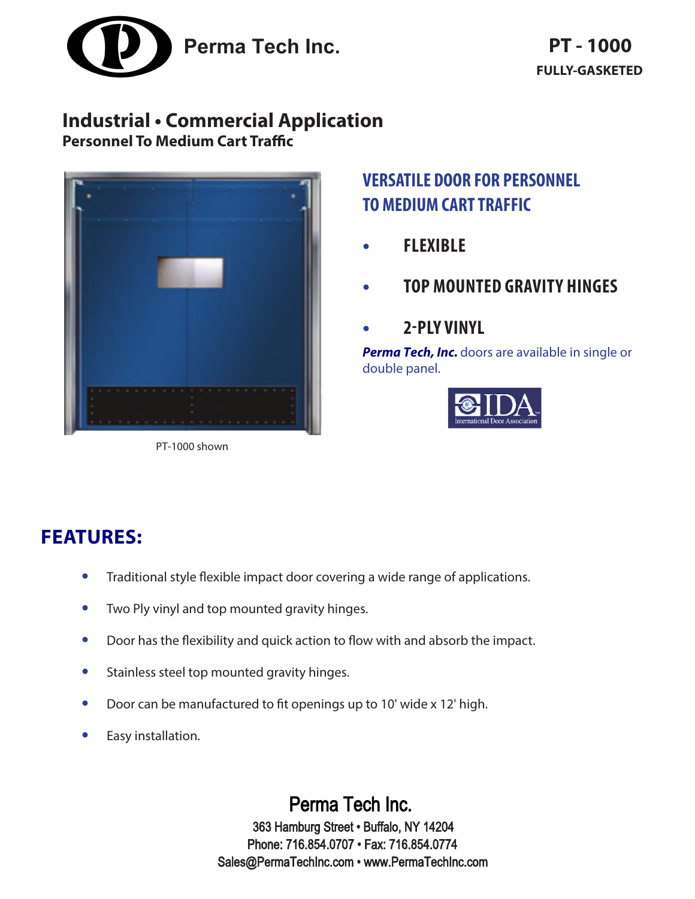Perma Tech Inc.

# PT - 1000

**FULLY-GASKETED**

## Industrial • Commercial Application

**Personnel To Medium Cart Traffic**

PT-1000 shown

### VERSATILE DOOR FOR PERSONNEL TO MEDIUM CART TRAFFIC

- **FLEXIBLE**
- **TOP MOUNTED GRAVITY HINGES**
- **2-PLY VINYL**

***Perma Tech, Inc.*** doors are available in single or double panel.

IDA International Door Association

## FEATURES:

- Traditional style flexible impact door covering a wide range of applications.
- Two Ply vinyl and top mounted gravity hinges.
- Door has the flexibility and quick action to flow with and absorb the impact.
- Stainless steel top mounted gravity hinges.
- Door can be manufactured to fit openings up to 10' wide x 12' high.
- Easy installation.

Perma Tech Inc.

363 Hamburg Street • Buffalo, NY 14204

Phone: 716.854.0707 • Fax: 716.854.0774

Sales@PermaTechInc.com • www.PermaTechInc.com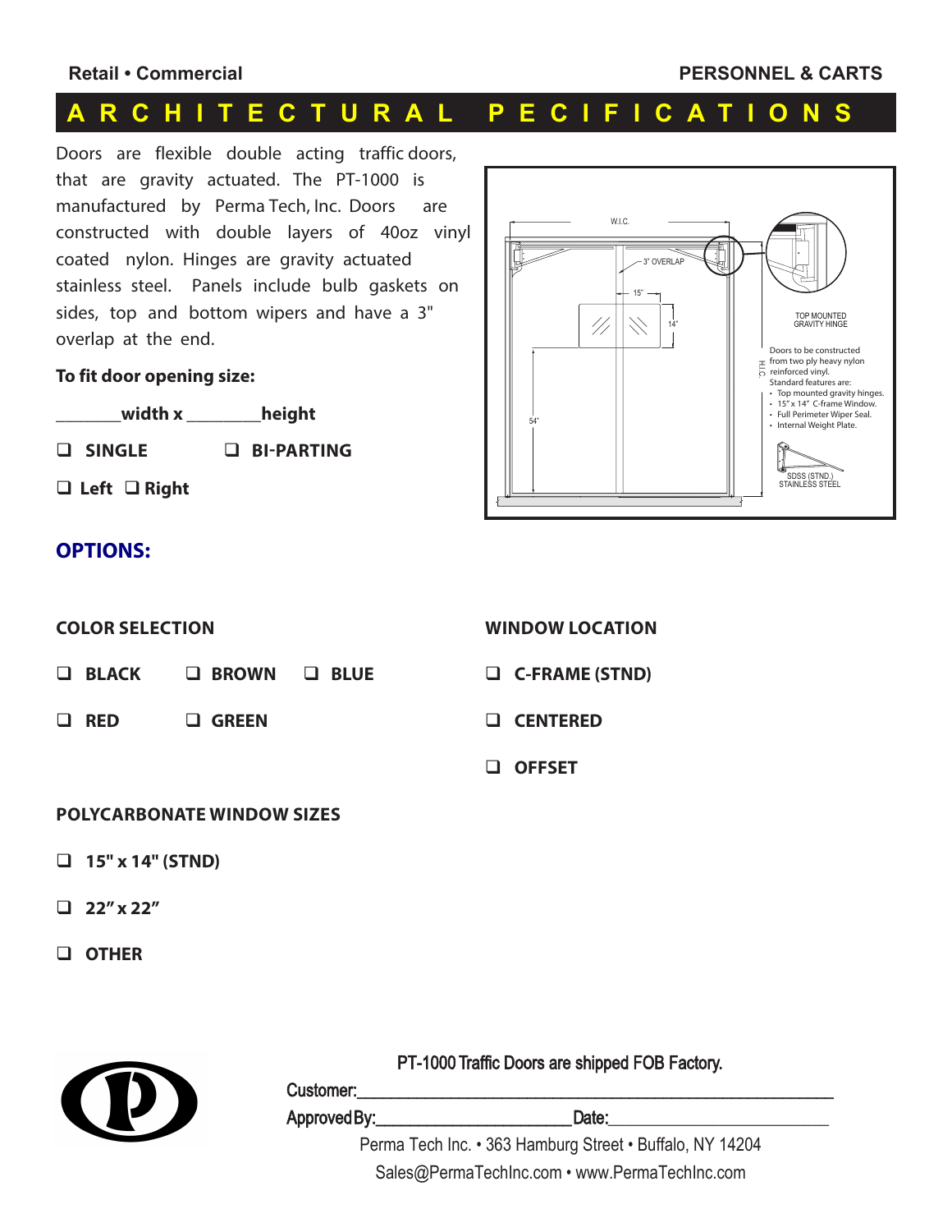Retail • Commercial

PERSONNEL & CARTS

# A R C H I T E C T U R A L   P E C I F I C A T I O N S

Doors are flexible double acting traffic doors, that are gravity actuated. The PT-1000 is manufactured by Perma Tech, Inc. Doors are constructed with double layers of 40oz vinyl coated nylon. Hinges are gravity actuated stainless steel. Panels include bulb gaskets on sides, top and bottom wipers and have a 3" overlap at the end.

W.I.C.

3" OVERLAP

15"

14"

54"

H.I.C.

TOP MOUNTED GRAVITY HINGE

Doors to be constructed from two ply heavy nylon reinforced vinyl.
Standard features are:
- Top mounted gravity hinges.
- 15" x 14" C-frame Window.
- Full Perimeter Wiper Seal.
- Internal Weight Plate.

SDSS (STND.) STAINLESS STEEL

**To fit door opening size:**

_______**width x** ________**height**

❑ **SINGLE** ❑ **BI-PARTING**

❑ **Left** ❑ **Right**

## OPTIONS:

**COLOR SELECTION**

❑ **BLACK** ❑ **BROWN** ❑ **BLUE**

❑ **RED** ❑ **GREEN**

**WINDOW LOCATION**

❑ **C-FRAME (STND)**

❑ **CENTERED**

❑ **OFFSET**

**POLYCARBONATE WINDOW SIZES**

❑ **15" x 14" (STND)**

❑ **22" x 22"**

❑ **OTHER**

PT-1000 Traffic Doors are shipped FOB Factory.

Customer:_______________________________________________

Approved By:______________________ Date:______________________

Perma Tech Inc. • 363 Hamburg Street • Buffalo, NY 14204

Sales@PermaTechInc.com • www.PermaTechInc.com